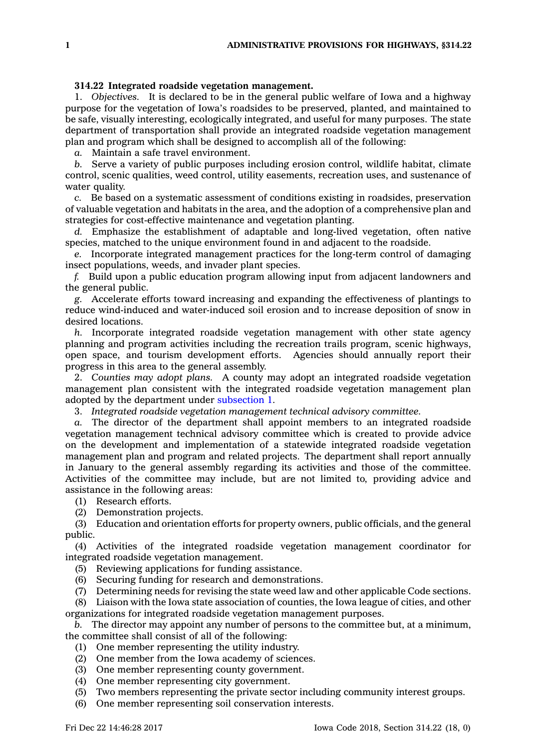**314.22 Integrated roadside vegetation management.**

1. *Objectives.* It is declared to be in the general public welfare of Iowa and a highway purpose for the vegetation of Iowa's roadsides to be preserved, planted, and maintained to be safe, visually interesting, ecologically integrated, and useful for many purposes. The state department of transportation shall provide an integrated roadside vegetation management plan and program which shall be designed to accomplish all of the following:

*a.* Maintain a safe travel environment.

*b.* Serve a variety of public purposes including erosion control, wildlife habitat, climate control, scenic qualities, weed control, utility easements, recreation uses, and sustenance of water quality.

*c.* Be based on a systematic assessment of conditions existing in roadsides, preservation of valuable vegetation and habitats in the area, and the adoption of a comprehensive plan and strategies for cost-effective maintenance and vegetation planting.

*d.* Emphasize the establishment of adaptable and long-lived vegetation, often native species, matched to the unique environment found in and adjacent to the roadside.

*e.* Incorporate integrated management practices for the long-term control of damaging insect populations, weeds, and invader plant species.

*f.* Build upon a public education program allowing input from adjacent landowners and the general public.

*g.* Accelerate efforts toward increasing and expanding the effectiveness of plantings to reduce wind-induced and water-induced soil erosion and to increase deposition of snow in desired locations.

*h.* Incorporate integrated roadside vegetation management with other state agency planning and program activities including the recreation trails program, scenic highways, open space, and tourism development efforts. Agencies should annually report their progress in this area to the general assembly.

2. *Counties may adopt plans.* A county may adopt an integrated roadside vegetation management plan consistent with the integrated roadside vegetation management plan adopted by the department under subsection 1.

3. *Integrated roadside vegetation management technical advisory committee.*

*a.* The director of the department shall appoint members to an integrated roadside vegetation management technical advisory committee which is created to provide advice on the development and implementation of a statewide integrated roadside vegetation management plan and program and related projects. The department shall report annually in January to the general assembly regarding its activities and those of the committee. Activities of the committee may include, but are not limited to, providing advice and assistance in the following areas:

(1) Research efforts.

(2) Demonstration projects.

(3) Education and orientation efforts for property owners, public officials, and the general public.

(4) Activities of the integrated roadside vegetation management coordinator for integrated roadside vegetation management.

(5) Reviewing applications for funding assistance.

(6) Securing funding for research and demonstrations.

(7) Determining needs for revising the state weed law and other applicable Code sections.

(8) Liaison with the Iowa state association of counties, the Iowa league of cities, and other organizations for integrated roadside vegetation management purposes.

*b.* The director may appoint any number of persons to the committee but, at a minimum, the committee shall consist of all of the following:

(1) One member representing the utility industry.

(2) One member from the Iowa academy of sciences.

(3) One member representing county government.

(4) One member representing city government.

(5) Two members representing the private sector including community interest groups.

(6) One member representing soil conservation interests.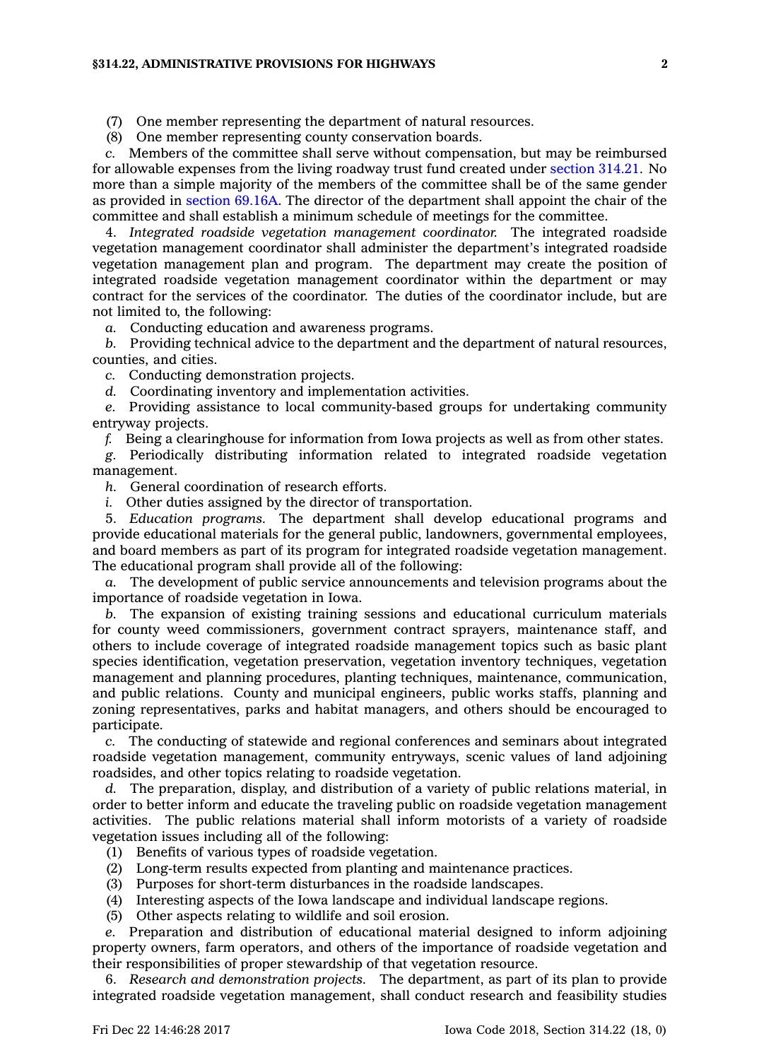(7) One member representing the department of natural resources.

(8) One member representing county conservation boards.

*c.* Members of the committee shall serve without compensation, but may be reimbursed for allowable expenses from the living roadway trust fund created under section 314.21. No more than a simple majority of the members of the committee shall be of the same gender as provided in section 69.16A. The director of the department shall appoint the chair of the committee and shall establish a minimum schedule of meetings for the committee.

4. *Integrated roadside vegetation management coordinator.* The integrated roadside vegetation management coordinator shall administer the department's integrated roadside vegetation management plan and program. The department may create the position of integrated roadside vegetation management coordinator within the department or may contract for the services of the coordinator. The duties of the coordinator include, but are not limited to, the following:

*a.* Conducting education and awareness programs.

*b.* Providing technical advice to the department and the department of natural resources, counties, and cities.

*c.* Conducting demonstration projects.

*d.* Coordinating inventory and implementation activities.

*e.* Providing assistance to local community-based groups for undertaking community entryway projects.

*f.* Being a clearinghouse for information from Iowa projects as well as from other states.

*g.* Periodically distributing information related to integrated roadside vegetation management.

*h.* General coordination of research efforts.

*i.* Other duties assigned by the director of transportation.

5. *Education programs.* The department shall develop educational programs and provide educational materials for the general public, landowners, governmental employees, and board members as part of its program for integrated roadside vegetation management. The educational program shall provide all of the following:

*a.* The development of public service announcements and television programs about the importance of roadside vegetation in Iowa.

*b.* The expansion of existing training sessions and educational curriculum materials for county weed commissioners, government contract sprayers, maintenance staff, and others to include coverage of integrated roadside management topics such as basic plant species identification, vegetation preservation, vegetation inventory techniques, vegetation management and planning procedures, planting techniques, maintenance, communication, and public relations. County and municipal engineers, public works staffs, planning and zoning representatives, parks and habitat managers, and others should be encouraged to participate.

*c.* The conducting of statewide and regional conferences and seminars about integrated roadside vegetation management, community entryways, scenic values of land adjoining roadsides, and other topics relating to roadside vegetation.

*d.* The preparation, display, and distribution of a variety of public relations material, in order to better inform and educate the traveling public on roadside vegetation management activities. The public relations material shall inform motorists of a variety of roadside vegetation issues including all of the following:

(1) Benefits of various types of roadside vegetation.

(2) Long-term results expected from planting and maintenance practices.

(3) Purposes for short-term disturbances in the roadside landscapes.

(4) Interesting aspects of the Iowa landscape and individual landscape regions.

(5) Other aspects relating to wildlife and soil erosion.

*e.* Preparation and distribution of educational material designed to inform adjoining property owners, farm operators, and others of the importance of roadside vegetation and their responsibilities of proper stewardship of that vegetation resource.

6. *Research and demonstration projects.* The department, as part of its plan to provide integrated roadside vegetation management, shall conduct research and feasibility studies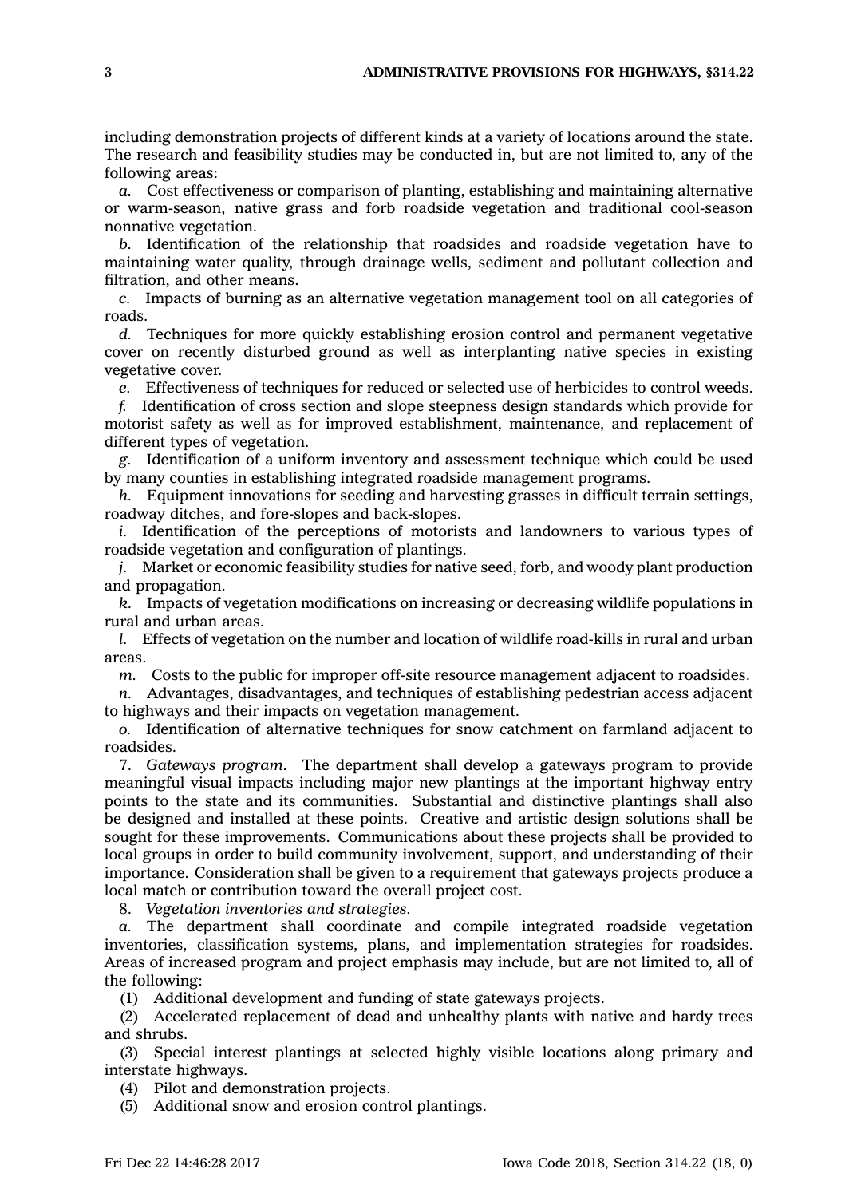including demonstration projects of different kinds at a variety of locations around the state. The research and feasibility studies may be conducted in, but are not limited to, any of the following areas:

*a.* Cost effectiveness or comparison of planting, establishing and maintaining alternative or warm-season, native grass and forb roadside vegetation and traditional cool-season nonnative vegetation.

*b.* Identification of the relationship that roadsides and roadside vegetation have to maintaining water quality, through drainage wells, sediment and pollutant collection and filtration, and other means.

*c.* Impacts of burning as an alternative vegetation management tool on all categories of roads.

*d.* Techniques for more quickly establishing erosion control and permanent vegetative cover on recently disturbed ground as well as interplanting native species in existing vegetative cover.

*e.* Effectiveness of techniques for reduced or selected use of herbicides to control weeds.

*f.* Identification of cross section and slope steepness design standards which provide for motorist safety as well as for improved establishment, maintenance, and replacement of different types of vegetation.

*g.* Identification of a uniform inventory and assessment technique which could be used by many counties in establishing integrated roadside management programs.

*h.* Equipment innovations for seeding and harvesting grasses in difficult terrain settings, roadway ditches, and fore-slopes and back-slopes.

*i.* Identification of the perceptions of motorists and landowners to various types of roadside vegetation and configuration of plantings.

*j.* Market or economic feasibility studies for native seed, forb, and woody plant production and propagation.

*k.* Impacts of vegetation modifications on increasing or decreasing wildlife populations in rural and urban areas.

*l.* Effects of vegetation on the number and location of wildlife road-kills in rural and urban areas.

*m.* Costs to the public for improper off-site resource management adjacent to roadsides.

*n.* Advantages, disadvantages, and techniques of establishing pedestrian access adjacent to highways and their impacts on vegetation management.

*o.* Identification of alternative techniques for snow catchment on farmland adjacent to roadsides.

7. *Gateways program.* The department shall develop a gateways program to provide meaningful visual impacts including major new plantings at the important highway entry points to the state and its communities. Substantial and distinctive plantings shall also be designed and installed at these points. Creative and artistic design solutions shall be sought for these improvements. Communications about these projects shall be provided to local groups in order to build community involvement, support, and understanding of their importance. Consideration shall be given to a requirement that gateways projects produce a local match or contribution toward the overall project cost.

8. *Vegetation inventories and strategies.*

*a.* The department shall coordinate and compile integrated roadside vegetation inventories, classification systems, plans, and implementation strategies for roadsides. Areas of increased program and project emphasis may include, but are not limited to, all of the following:

(1) Additional development and funding of state gateways projects.

(2) Accelerated replacement of dead and unhealthy plants with native and hardy trees and shrubs.

(3) Special interest plantings at selected highly visible locations along primary and interstate highways.

(4) Pilot and demonstration projects.

(5) Additional snow and erosion control plantings.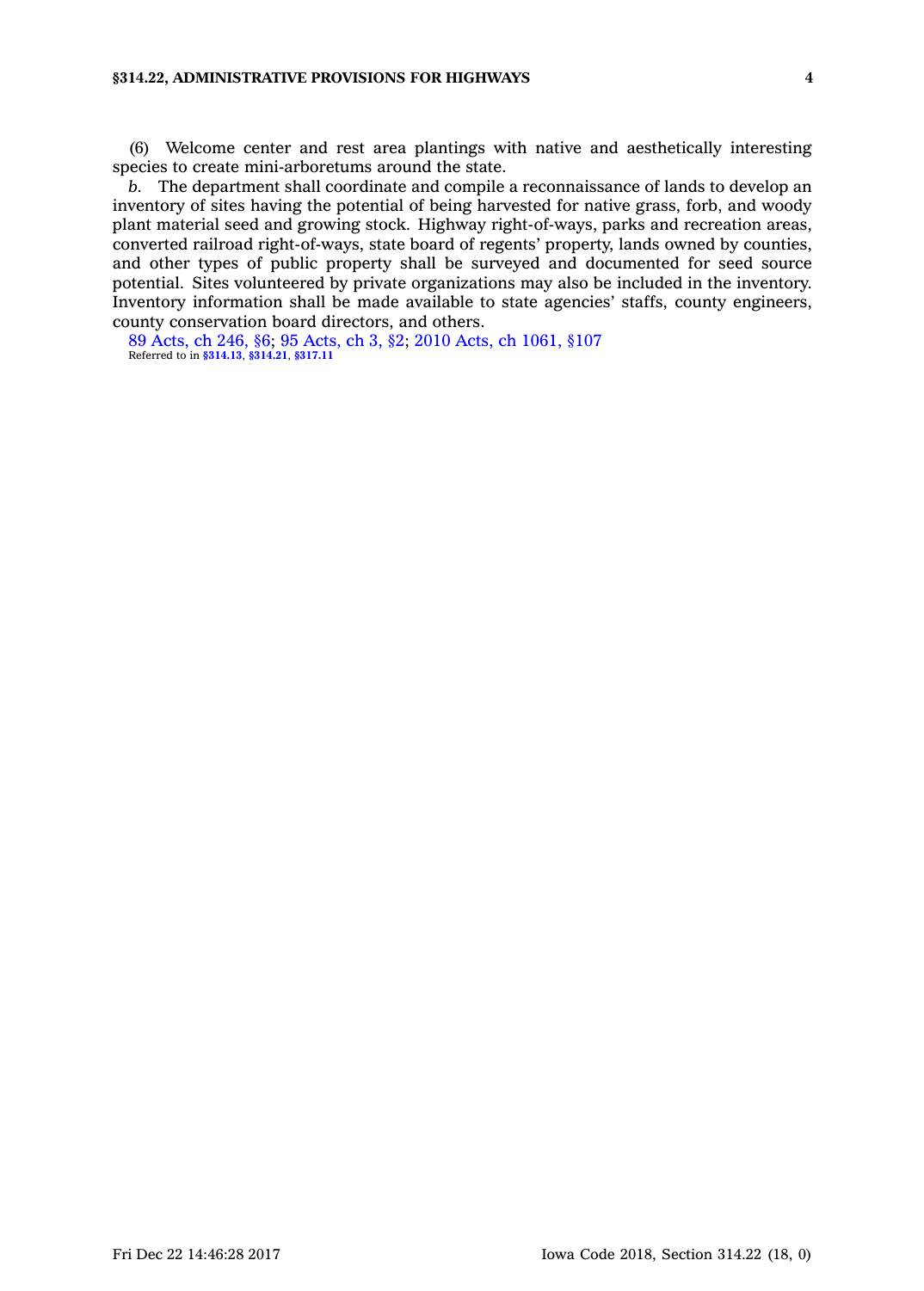(6) Welcome center and rest area plantings with native and aesthetically interesting species to create mini-arboretums around the state.

*b.* The department shall coordinate and compile a reconnaissance of lands to develop an inventory of sites having the potential of being harvested for native grass, forb, and woody plant material seed and growing stock. Highway right-of-ways, parks and recreation areas, converted railroad right-of-ways, state board of regents' property, lands owned by counties, and other types of public property shall be surveyed and documented for seed source potential. Sites volunteered by private organizations may also be included in the inventory. Inventory information shall be made available to state agencies' staffs, county engineers, county conservation board directors, and others.

89 Acts, ch 246, §6; 95 Acts, ch 3, §2; 2010 Acts, ch 1061, §107

Referred to in **§314.13**, **§314.21**, **§317.11**